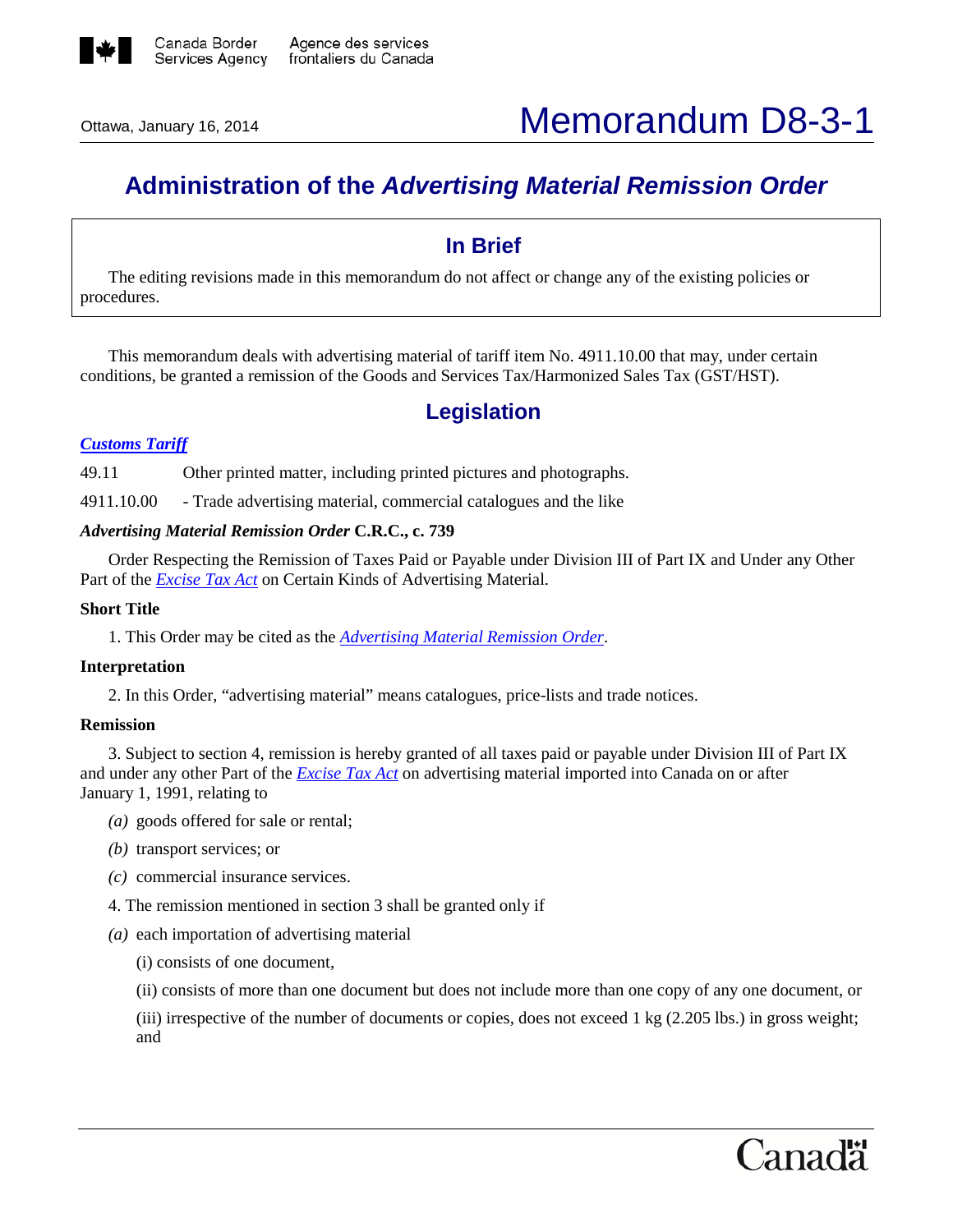Canada Border Services Agency | Agence des services frontaliers du Canada

Ottawa, January 16, 2014

# Memorandum D8-3-1

## Administration of the *Advertising Material Remission Order*

### In Brief

The editing revisions made in this memorandum do not affect or change any of the existing policies or procedures.

This memorandum deals with advertising material of tariff item No. 4911.10.00 that may, under certain conditions, be granted a remission of the Goods and Services Tax/Harmonized Sales Tax (GST/HST).

## Legislation

***Customs Tariff***

49.11 Other printed matter, including printed pictures and photographs.

4911.10.00 - Trade advertising material, commercial catalogues and the like

***Advertising Material Remission Order* C.R.C., c. 739**

Order Respecting the Remission of Taxes Paid or Payable under Division III of Part IX and Under any Other Part of the *Excise Tax Act* on Certain Kinds of Advertising Material.

**Short Title**

1. This Order may be cited as the *Advertising Material Remission Order*.

**Interpretation**

2. In this Order, "advertising material" means catalogues, price-lists and trade notices.

**Remission**

3. Subject to section 4, remission is hereby granted of all taxes paid or payable under Division III of Part IX and under any other Part of the *Excise Tax Act* on advertising material imported into Canada on or after January 1, 1991, relating to

*(a)* goods offered for sale or rental;

*(b)* transport services; or

*(c)* commercial insurance services.

4. The remission mentioned in section 3 shall be granted only if

*(a)* each importation of advertising material

(i) consists of one document,

(ii) consists of more than one document but does not include more than one copy of any one document, or

(iii) irrespective of the number of documents or copies, does not exceed 1 kg (2.205 lbs.) in gross weight; and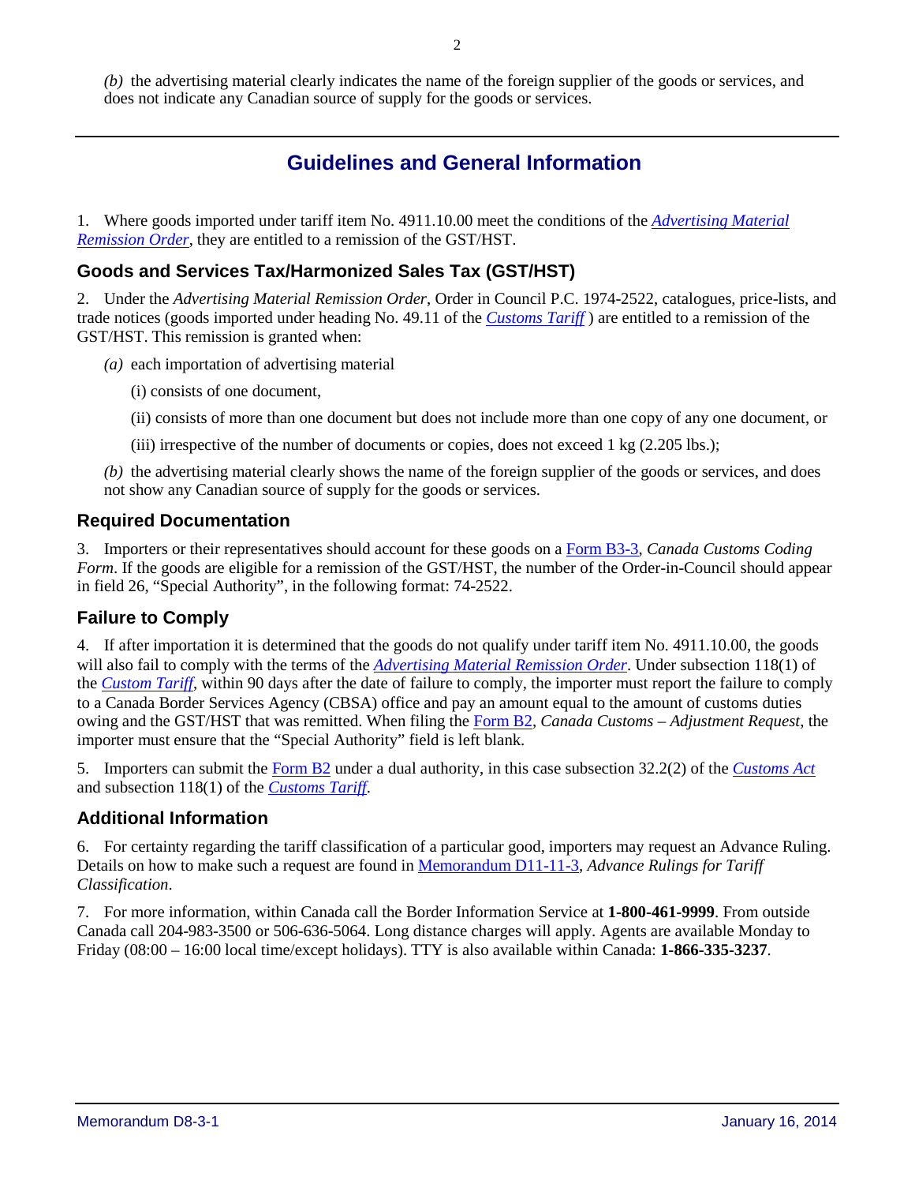*(b)* the advertising material clearly indicates the name of the foreign supplier of the goods or services, and does not indicate any Canadian source of supply for the goods or services.

## Guidelines and General Information

1. Where goods imported under tariff item No. 4911.10.00 meet the conditions of the *Advertising Material Remission Order*, they are entitled to a remission of the GST/HST.

### Goods and Services Tax/Harmonized Sales Tax (GST/HST)

2. Under the *Advertising Material Remission Order*, Order in Council P.C. 1974-2522, catalogues, price-lists, and trade notices (goods imported under heading No. 49.11 of the *Customs Tariff* ) are entitled to a remission of the GST/HST. This remission is granted when:

*(a)* each importation of advertising material

(i) consists of one document,

(ii) consists of more than one document but does not include more than one copy of any one document, or

(iii) irrespective of the number of documents or copies, does not exceed 1 kg (2.205 lbs.);

*(b)* the advertising material clearly shows the name of the foreign supplier of the goods or services, and does not show any Canadian source of supply for the goods or services.

### Required Documentation

3. Importers or their representatives should account for these goods on a Form B3-3, *Canada Customs Coding Form*. If the goods are eligible for a remission of the GST/HST, the number of the Order-in-Council should appear in field 26, "Special Authority", in the following format: 74-2522.

### Failure to Comply

4. If after importation it is determined that the goods do not qualify under tariff item No. 4911.10.00, the goods will also fail to comply with the terms of the *Advertising Material Remission Order*. Under subsection 118(1) of the *Custom Tariff*, within 90 days after the date of failure to comply, the importer must report the failure to comply to a Canada Border Services Agency (CBSA) office and pay an amount equal to the amount of customs duties owing and the GST/HST that was remitted. When filing the Form B2, *Canada Customs – Adjustment Request*, the importer must ensure that the "Special Authority" field is left blank.

5. Importers can submit the Form B2 under a dual authority, in this case subsection 32.2(2) of the *Customs Act* and subsection 118(1) of the *Customs Tariff*.

### Additional Information

6. For certainty regarding the tariff classification of a particular good, importers may request an Advance Ruling. Details on how to make such a request are found in Memorandum D11-11-3, *Advance Rulings for Tariff Classification*.

7. For more information, within Canada call the Border Information Service at **1-800-461-9999**. From outside Canada call 204-983-3500 or 506-636-5064. Long distance charges will apply. Agents are available Monday to Friday (08:00 – 16:00 local time/except holidays). TTY is also available within Canada: **1-866-335-3237**.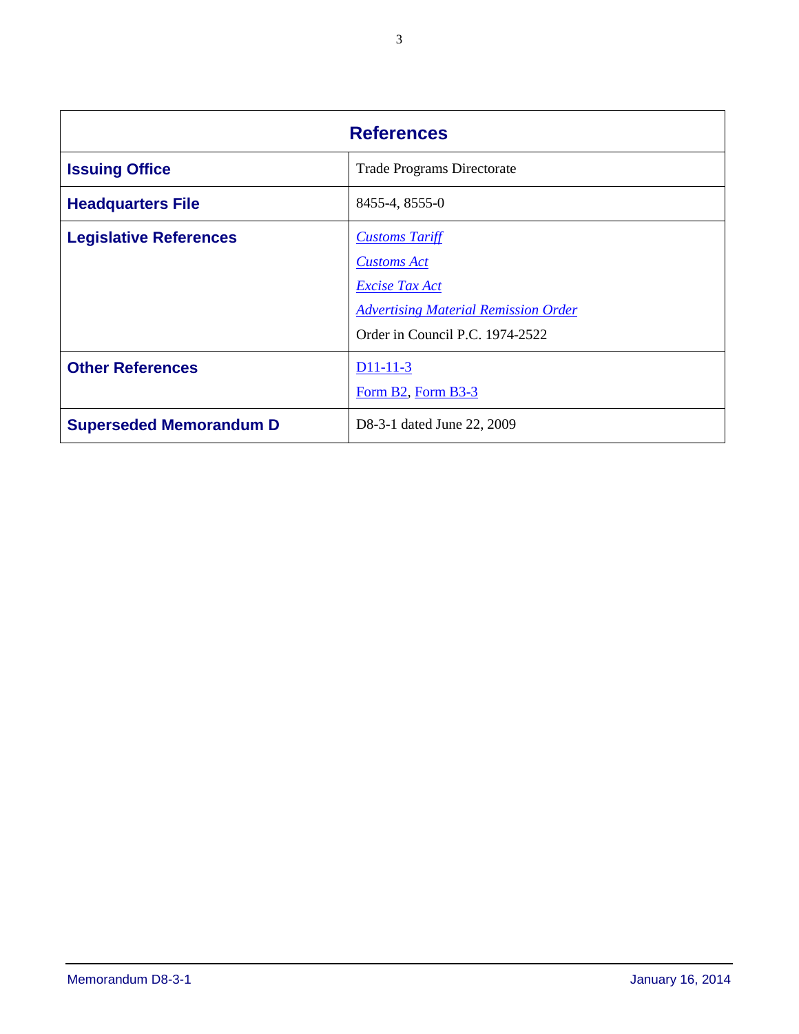| References | |
|---|---|
| **Issuing Office** | Trade Programs Directorate |
| **Headquarters File** | 8455-4, 8555-0 |
| **Legislative References** | *Customs Tariff*<br>*Customs Act*<br>*Excise Tax Act*<br>*Advertising Material Remission Order*<br>Order in Council P.C. 1974-2522 |
| **Other References** | D11-11-3<br>Form B2, Form B3-3 |
| **Superseded Memorandum D** | D8-3-1 dated June 22, 2009 |